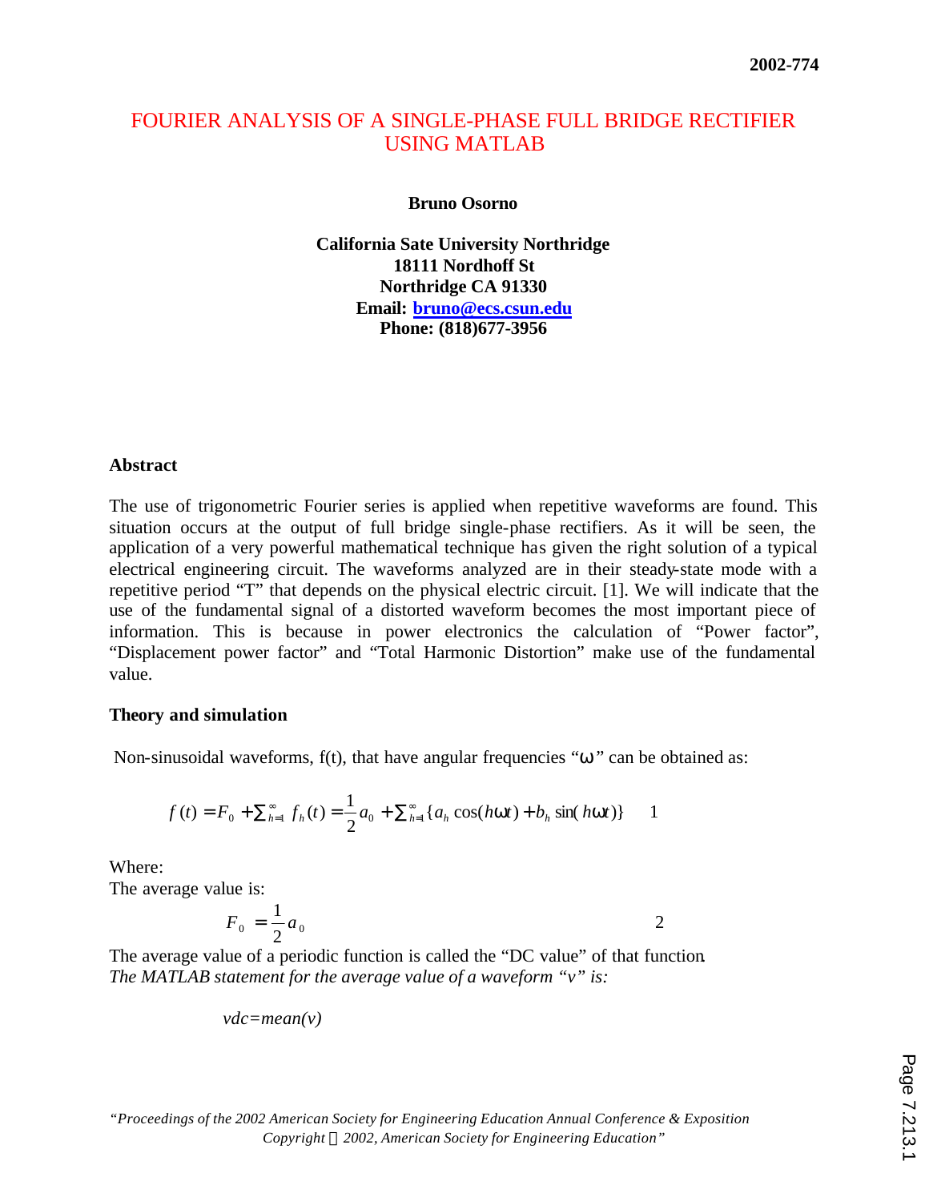2002-774

# FOURIER ANALYSIS OF A SINGLE-PHASE FULL BRIDGE RECTIFIER USING MATLAB

**Bruno Osorno**

**California Sate University Northridge**
**18111 Nordhoff St**
**Northridge CA 91330**
**Email: bruno@ecs.csun.edu**
**Phone: (818)677-3956**

### Abstract

The use of trigonometric Fourier series is applied when repetitive waveforms are found. This situation occurs at the output of full bridge single-phase rectifiers. As it will be seen, the application of a very powerful mathematical technique has given the right solution of a typical electrical engineering circuit. The waveforms analyzed are in their steady-state mode with a repetitive period "T" that depends on the physical electric circuit. [1]. We will indicate that the use of the fundamental signal of a distorted waveform becomes the most important piece of information. This is because in power electronics the calculation of "Power factor", "Displacement power factor" and "Total Harmonic Distortion" make use of the fundamental value.

### Theory and simulation

Non-sinusoidal waveforms, f(t), that have angular frequencies "$\omega$" can be obtained as:

$$f(t) = F_0 + \sum_{h=1}^{\infty} f_h(t) = \frac{1}{2}a_0 + \sum_{h=1}^{\infty}\{a_h \cos(h\omega t) + b_h \sin(h\omega t)\} \qquad 1$$

Where:
The average value is:

$$F_0 = \frac{1}{2}a_0 \qquad 2$$

The average value of a periodic function is called the "DC value" of that function.
*The MATLAB statement for the average value of a waveform "v" is:*

```
vdc=mean(v)
```

*"Proceedings of the 2002 American Society for Engineering Education Annual Conference & Exposition Copyright © 2002, American Society for Engineering Education"*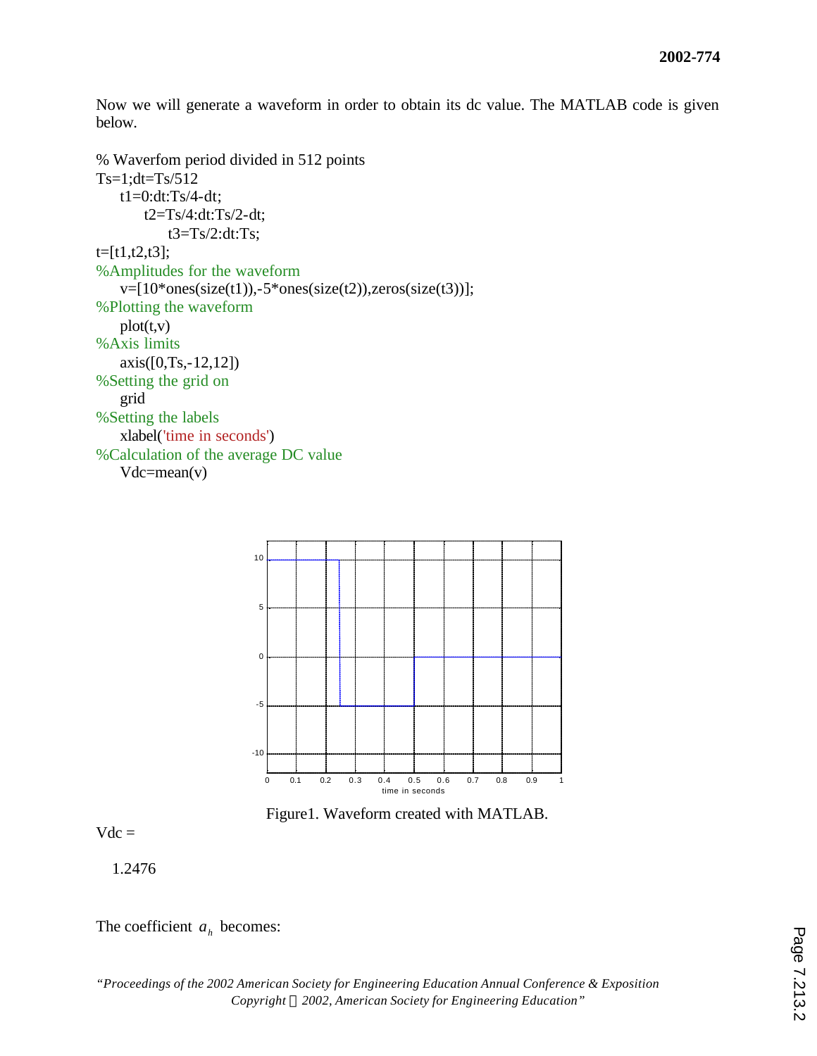Now we will generate a waveform in order to obtain its dc value. The MATLAB code is given below.

```
% Waverfom period divided in 512 points
Ts=1;dt=Ts/512
    t1=0:dt:Ts/4-dt;
        t2=Ts/4:dt:Ts/2-dt;
            t3=Ts/2:dt:Ts;
t=[t1,t2,t3];
%Amplitudes for the waveform
    v=[10*ones(size(t1)),-5*ones(size(t2)),zeros(size(t3))];
%Plotting the waveform
    plot(t,v)
%Axis limits
    axis([0,Ts,-12,12])
%Setting the grid on
    grid
%Setting the labels
    xlabel('time in seconds')
%Calculation of the average DC value
    Vdc=mean(v)
```

Figure1. Waveform created with MATLAB.

```
Vdc =

   1.2476
```

The coefficient $a_h$ becomes: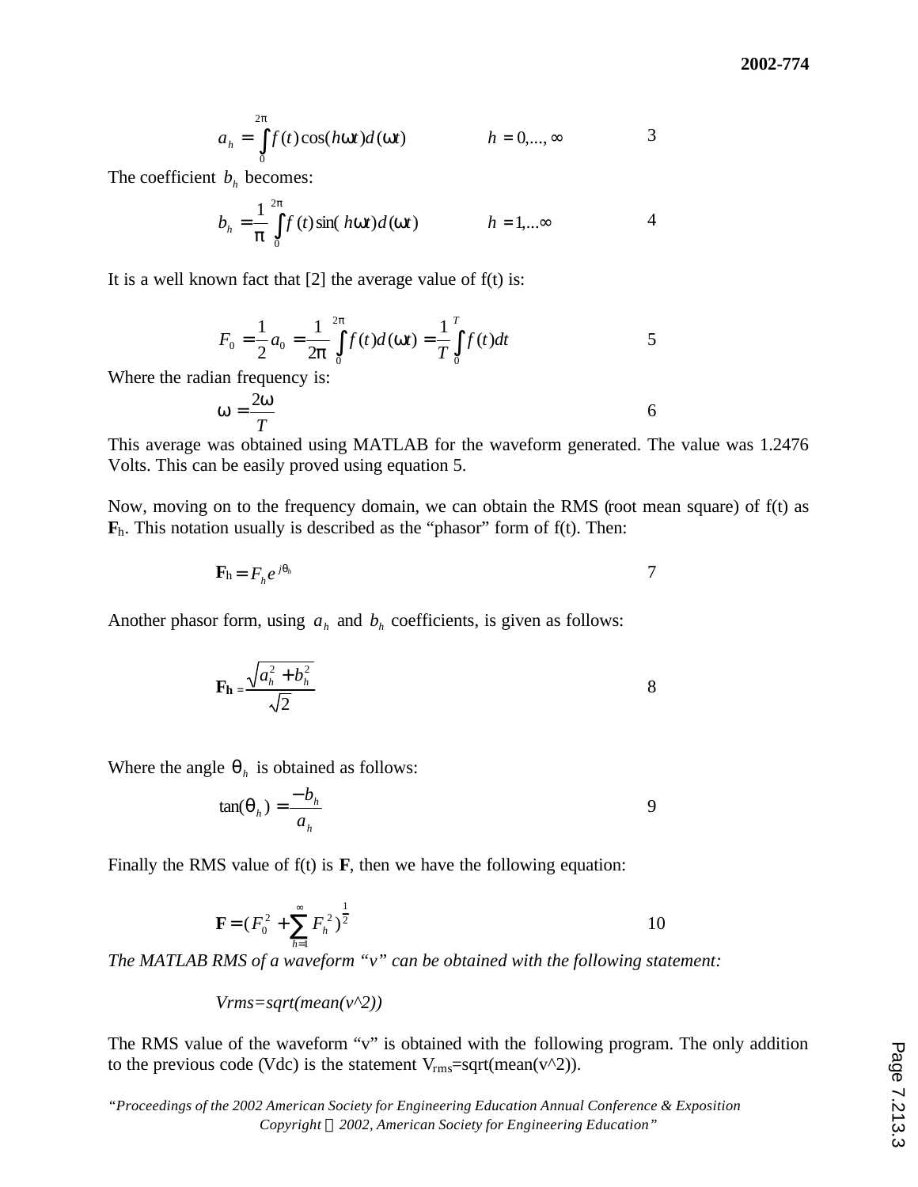$$a_h = \int_0^{2\pi} f(t)\cos(h\omega t)d(\omega t) \qquad h = 0,...,\infty \tag{3}$$

The coefficient $b_h$ becomes:

$$b_h = \frac{1}{\pi}\int_0^{2\pi} f(t)\sin(h\omega t)d(\omega t) \qquad h = 1,...\infty \tag{4}$$

It is a well known fact that [2] the average value of f(t) is:

$$F_0 = \frac{1}{2}a_0 = \frac{1}{2\pi}\int_0^{2\pi} f(t)d(\omega t) = \frac{1}{T}\int_0^T f(t)dt \tag{5}$$

Where the radian frequency is:

$$\omega = \frac{2\omega}{T} \tag{6}$$

This average was obtained using MATLAB for the waveform generated. The value was 1.2476 Volts. This can be easily proved using equation 5.

Now, moving on to the frequency domain, we can obtain the RMS (root mean square) of f(t) as $\mathbf{F}_h$. This notation usually is described as the "phasor" form of f(t). Then:

$$\mathbf{F}_h = F_h e^{j\theta_h} \tag{7}$$

Another phasor form, using $a_h$ and $b_h$ coefficients, is given as follows:

$$\mathbf{F}_h = \frac{\sqrt{a_h^2 + b_h^2}}{\sqrt{2}} \tag{8}$$

Where the angle $\theta_h$ is obtained as follows:

$$\tan(\theta_h) = \frac{-b_h}{a_h} \tag{9}$$

Finally the RMS value of f(t) is **F**, then we have the following equation:

$$\mathbf{F} = (F_0^2 + \sum_{h=1}^{\infty} F_h^2)^{\frac{1}{2}} \tag{10}$$

*The MATLAB RMS of a waveform "v" can be obtained with the following statement:*

*Vrms=sqrt(mean(v^2))*

The RMS value of the waveform "v" is obtained with the following program. The only addition to the previous code (Vdc) is the statement $V_{rms}$=sqrt(mean(v^2)).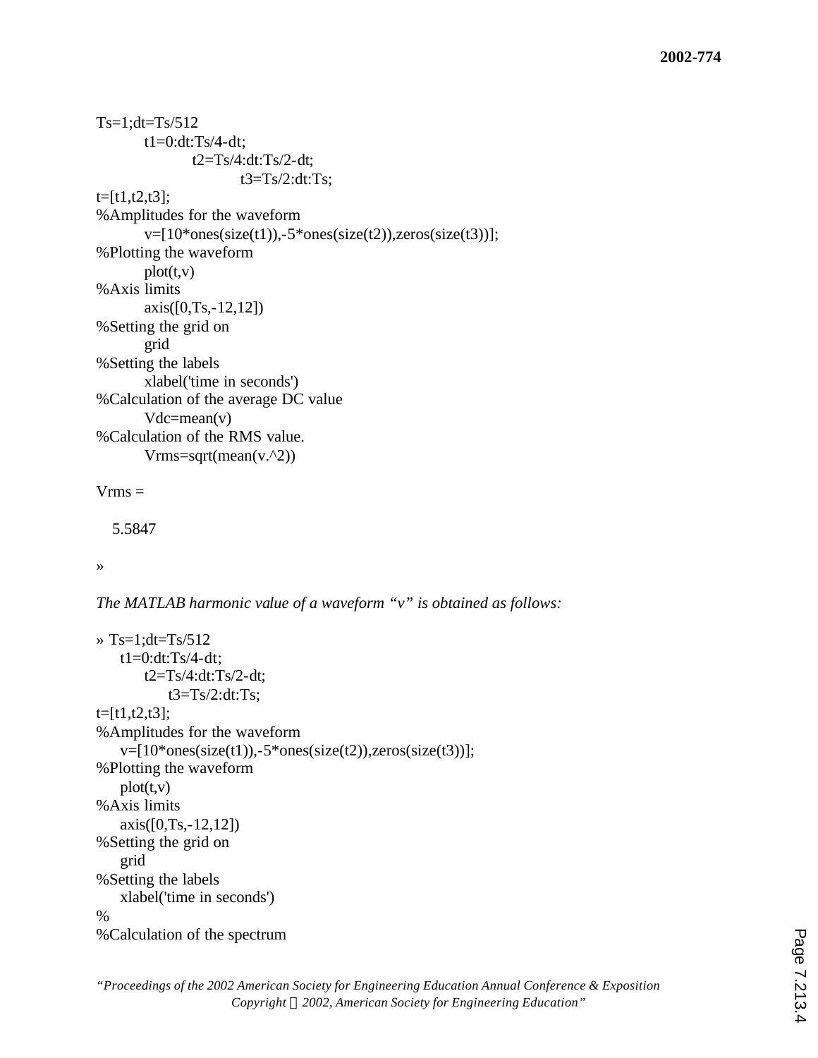```
Ts=1;dt=Ts/512
        t1=0:dt:Ts/4-dt;
                t2=Ts/4:dt:Ts/2-dt;
                        t3=Ts/2:dt:Ts;
t=[t1,t2,t3];
%Amplitudes for the waveform
        v=[10*ones(size(t1)),-5*ones(size(t2)),zeros(size(t3))];
%Plotting the waveform
        plot(t,v)
%Axis limits
        axis([0,Ts,-12,12])
%Setting the grid on
        grid
%Setting the labels
        xlabel('time in seconds')
%Calculation of the average DC value
        Vdc=mean(v)
%Calculation of the RMS value.
        Vrms=sqrt(mean(v.^2))

Vrms =

   5.5847

»
```

*The MATLAB harmonic value of a waveform "v" is obtained as follows:*

```
» Ts=1;dt=Ts/512
    t1=0:dt:Ts/4-dt;
        t2=Ts/4:dt:Ts/2-dt;
            t3=Ts/2:dt:Ts;
t=[t1,t2,t3];
%Amplitudes for the waveform
    v=[10*ones(size(t1)),-5*ones(size(t2)),zeros(size(t3))];
%Plotting the waveform
    plot(t,v)
%Axis limits
    axis([0,Ts,-12,12])
%Setting the grid on
    grid
%Setting the labels
    xlabel('time in seconds')
%
%Calculation of the spectrum
```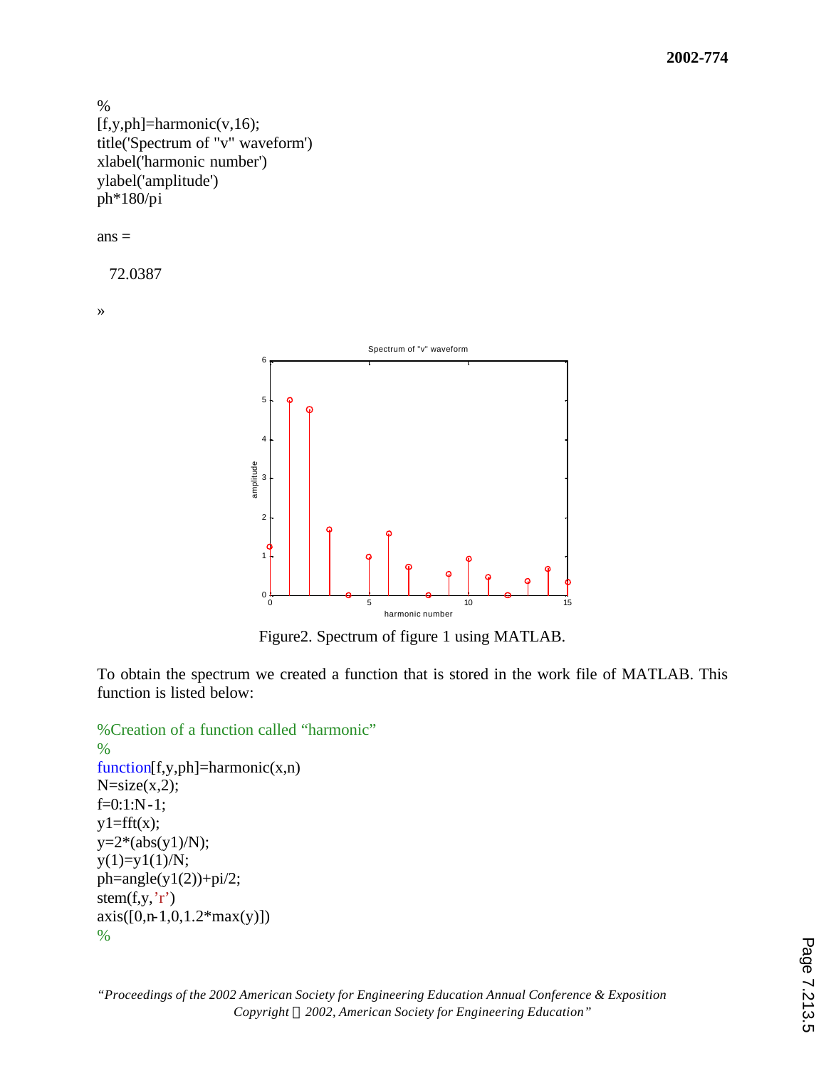```
%
[f,y,ph]=harmonic(v,16);
title('Spectrum of "v" waveform')
xlabel('harmonic number')
ylabel('amplitude')
ph*180/pi

ans =

   72.0387

»
```

Figure2. Spectrum of figure 1 using MATLAB.

To obtain the spectrum we created a function that is stored in the work file of MATLAB. This function is listed below:

```
%Creation of a function called "harmonic"
%
function[f,y,ph]=harmonic(x,n)
N=size(x,2);
f=0:1:N-1;
y1=fft(x);
y=2*(abs(y1)/N);
y(1)=y1(1)/N;
ph=angle(y1(2))+pi/2;
stem(f,y,'r')
axis([0,n-1,0,1.2*max(y)])
%
```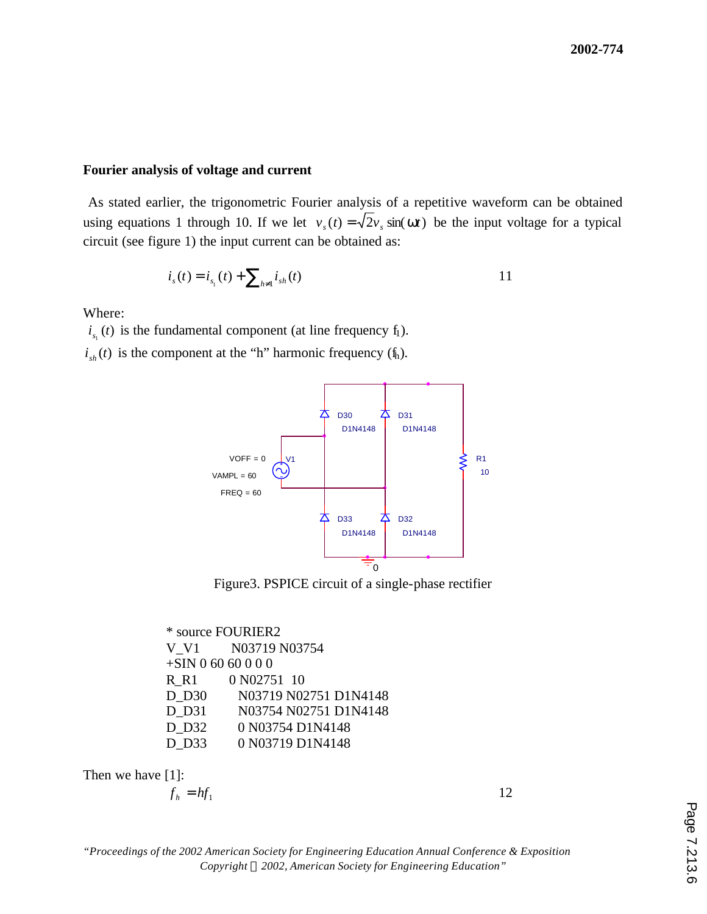## Fourier analysis of voltage and current

As stated earlier, the trigonometric Fourier analysis of a repetitive waveform can be obtained using equations 1 through 10. If we let $v_s(t) = \sqrt{2}v_s \sin(\omega t)$ be the input voltage for a typical circuit (see figure 1) the input current can be obtained as:

$$i_s(t) = i_{s_1}(t) + \sum_{h \neq 1} i_{sh}(t) \qquad 11$$

Where:

$i_{s_1}(t)$ is the fundamental component (at line frequency $f_1$).

$i_{sh}(t)$ is the component at the "h" harmonic frequency ($f_h$).

Figure3. PSPICE circuit of a single-phase rectifier

```
* source FOURIER2
V_V1        N03719 N03754
+SIN 0 60 60 0 0 0
R_R1        0 N02751  10
D_D30       N03719 N02751 D1N4148
D_D31       N03754 N02751 D1N4148
D_D32       0 N03754 D1N4148
D_D33       0 N03719 D1N4148
```

Then we have [1]:

$$f_h = hf_1 \qquad 12$$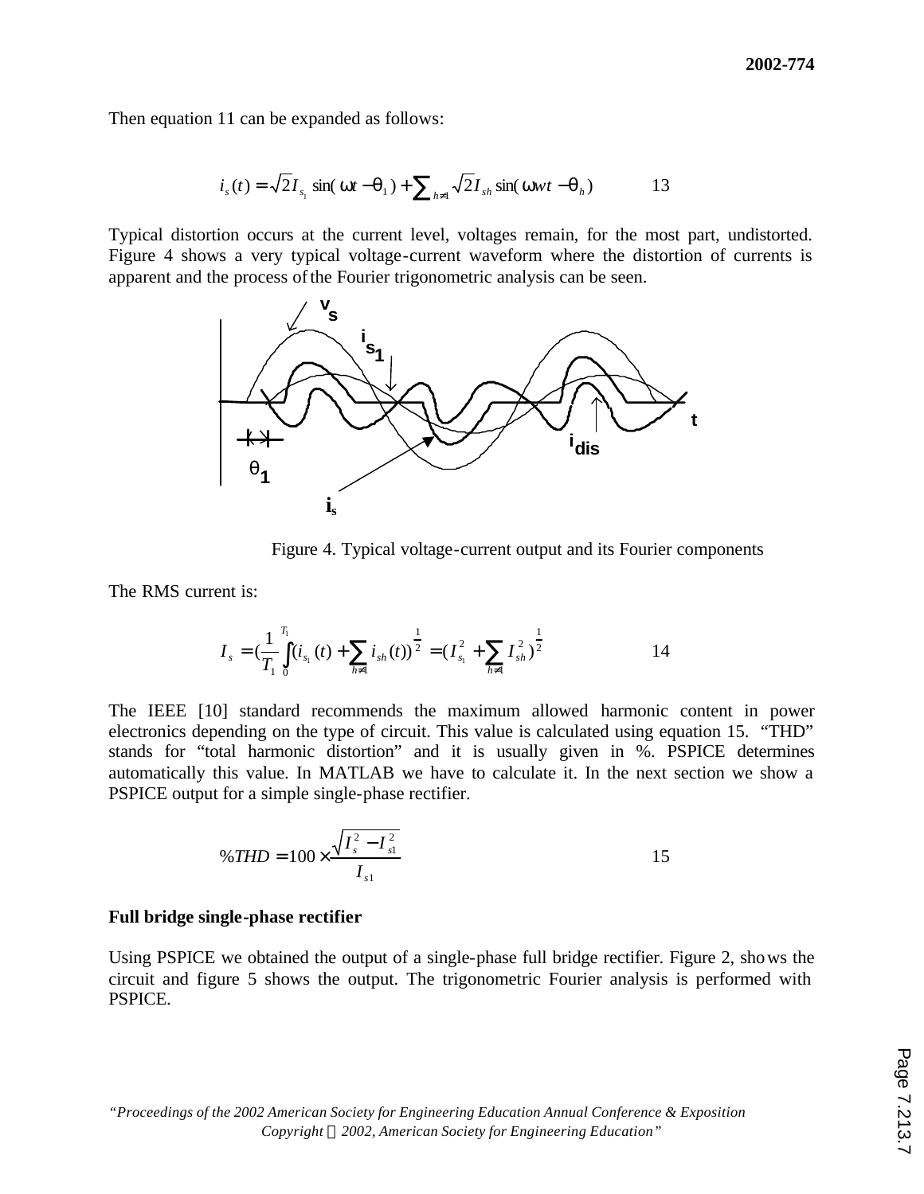Then equation 11 can be expanded as follows:

$$i_s(t) = \sqrt{2} I_{s_1} \sin(\omega t - \theta_1) + \sum_{h \neq 1} \sqrt{2} I_{sh} \sin(\omega wt - \theta_h) \qquad 13$$

Typical distortion occurs at the current level, voltages remain, for the most part, undistorted. Figure 4 shows a very typical voltage-current waveform where the distortion of currents is apparent and the process of the Fourier trigonometric analysis can be seen.

Figure 4. Typical voltage-current output and its Fourier components

The RMS current is:

$$I_s = \left(\frac{1}{T_1} \int_0^{T_1} (i_{s_1}(t) + \sum_{h \neq 1} i_{sh}(t))^{\frac{1}{2}} = (I_{s_1}^2 + \sum_{h \neq 1} I_{sh}^2)^{\frac{1}{2}} \qquad 14$$

The IEEE [10] standard recommends the maximum allowed harmonic content in power electronics depending on the type of circuit. This value is calculated using equation 15. "THD" stands for "total harmonic distortion" and it is usually given in %. PSPICE determines automatically this value. In MATLAB we have to calculate it. In the next section we show a PSPICE output for a simple single-phase rectifier.

$$\%THD = 100 \times \frac{\sqrt{I_s^2 - I_{s1}^2}}{I_{s1}} \qquad 15$$

**Full bridge single-phase rectifier**

Using PSPICE we obtained the output of a single-phase full bridge rectifier. Figure 2, shows the circuit and figure 5 shows the output. The trigonometric Fourier analysis is performed with PSPICE.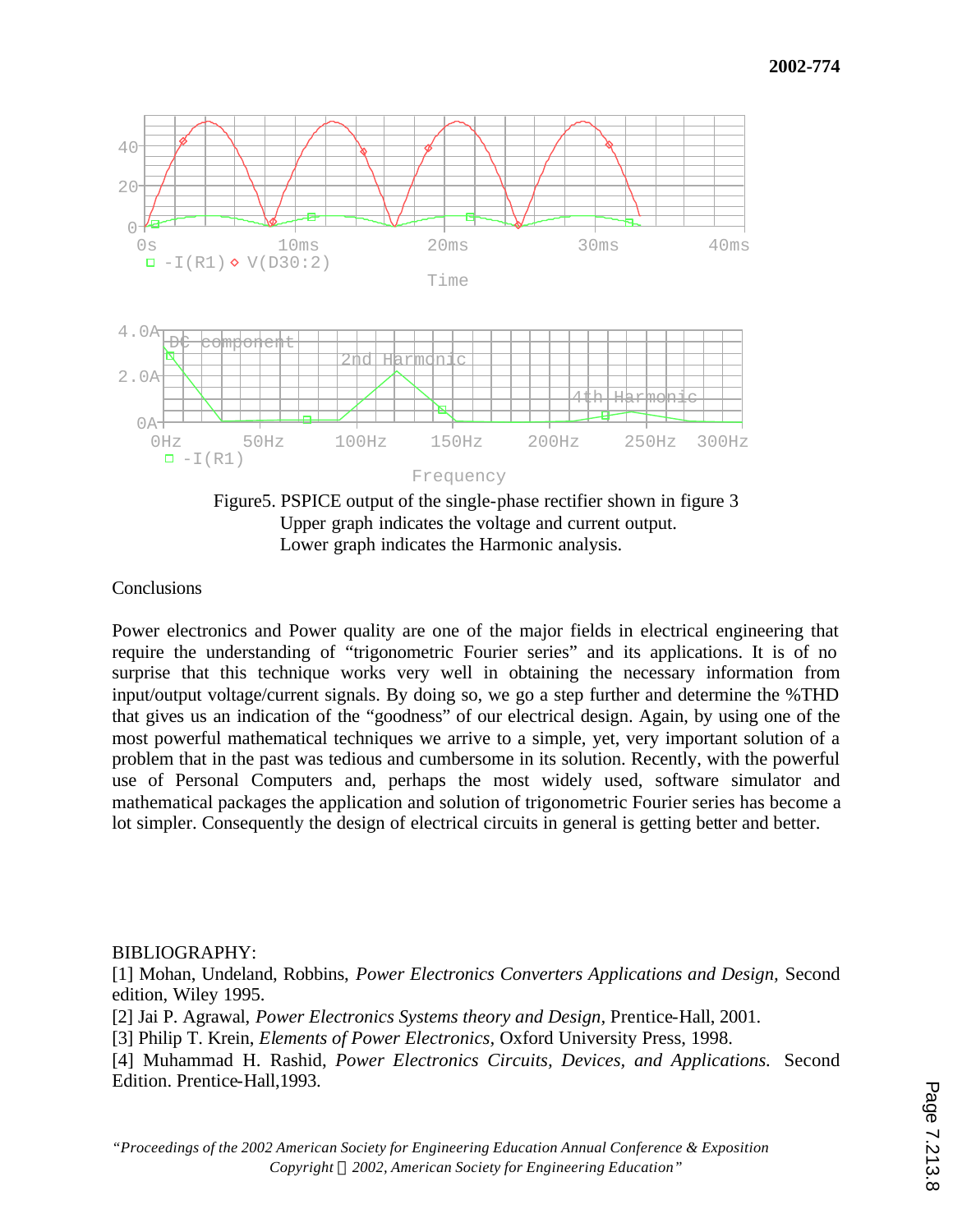Figure5. PSPICE output of the single-phase rectifier shown in figure 3
Upper graph indicates the voltage and current output.
Lower graph indicates the Harmonic analysis.

## Conclusions

Power electronics and Power quality are one of the major fields in electrical engineering that require the understanding of “trigonometric Fourier series” and its applications. It is of no surprise that this technique works very well in obtaining the necessary information from input/output voltage/current signals. By doing so, we go a step further and determine the %THD that gives us an indication of the “goodness” of our electrical design. Again, by using one of the most powerful mathematical techniques we arrive to a simple, yet, very important solution of a problem that in the past was tedious and cumbersome in its solution. Recently, with the powerful use of Personal Computers and, perhaps the most widely used, software simulator and mathematical packages the application and solution of trigonometric Fourier series has become a lot simpler. Consequently the design of electrical circuits in general is getting better and better.

## BIBLIOGRAPHY:

[1] Mohan, Undeland, Robbins, *Power Electronics Converters Applications and Design,* Second edition, Wiley 1995.
[2] Jai P. Agrawal, *Power Electronics Systems theory and Design,* Prentice-Hall, 2001.
[3] Philip T. Krein, *Elements of Power Electronics,* Oxford University Press, 1998.
[4] Muhammad H. Rashid, *Power Electronics Circuits, Devices, and Applications.* Second Edition. Prentice-Hall,1993.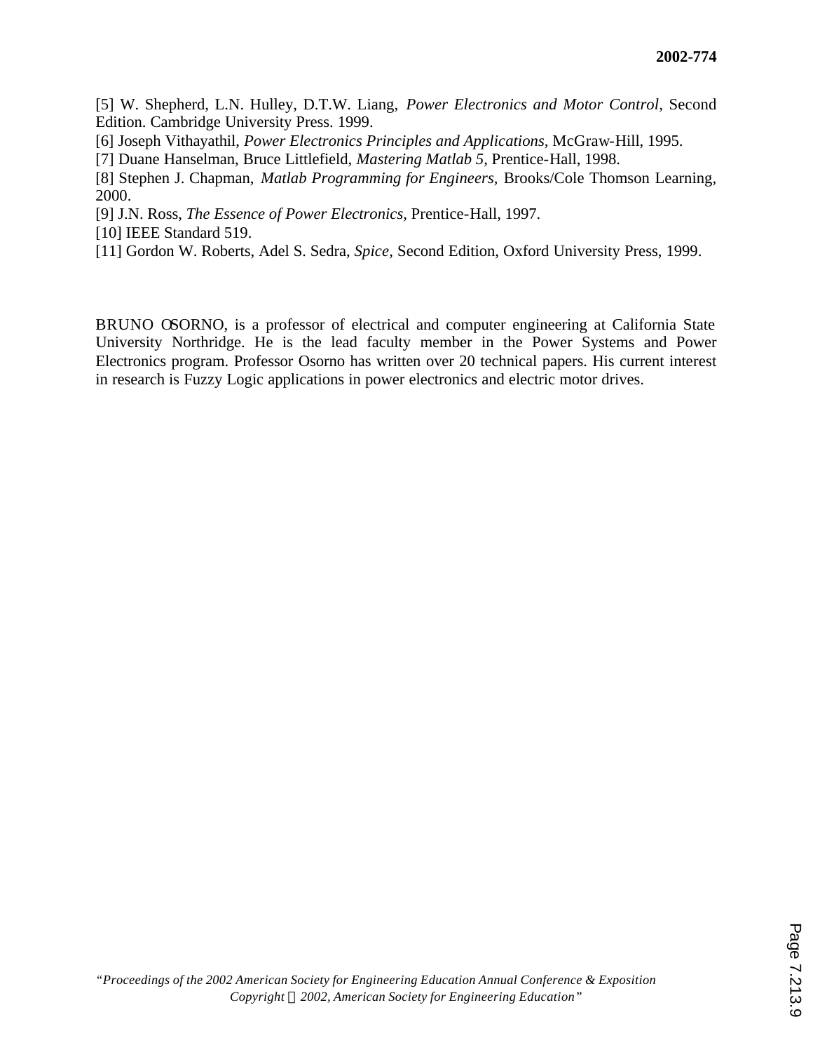[5] W. Shepherd, L.N. Hulley, D.T.W. Liang, *Power Electronics and Motor Control,* Second Edition. Cambridge University Press. 1999.

[6] Joseph Vithayathil, *Power Electronics Principles and Applications,* McGraw-Hill, 1995.

[7] Duane Hanselman, Bruce Littlefield, *Mastering Matlab 5,* Prentice-Hall, 1998.

[8] Stephen J. Chapman, *Matlab Programming for Engineers,* Brooks/Cole Thomson Learning, 2000.

[9] J.N. Ross, *The Essence of Power Electronics,* Prentice-Hall, 1997.

[10] IEEE Standard 519.

[11] Gordon W. Roberts, Adel S. Sedra, *Spice,* Second Edition, Oxford University Press, 1999.

BRUNO OSORNO, is a professor of electrical and computer engineering at California State University Northridge. He is the lead faculty member in the Power Systems and Power Electronics program. Professor Osorno has written over 20 technical papers. His current interest in research is Fuzzy Logic applications in power electronics and electric motor drives.